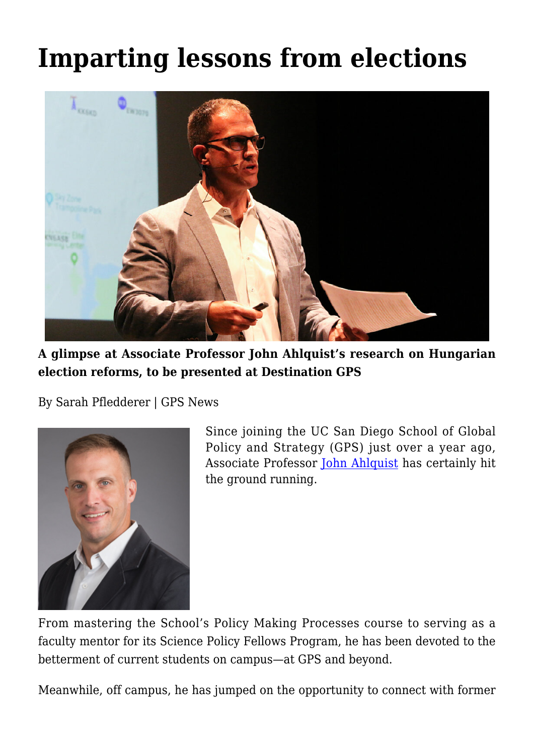# Imparting lessons from elections

**A glimpse at Associate Professor John Ahlquist's research on Hungarian election reforms, to be presented at Destination GPS**

By Sarah Pfledderer | GPS News

Since joining the UC San Diego School of Global Policy and Strategy (GPS) just over a year ago, Associate Professor John Ahlquist has certainly hit the ground running.

From mastering the School's Policy Making Processes course to serving as a faculty mentor for its Science Policy Fellows Program, he has been devoted to the betterment of current students on campus—at GPS and beyond.

Meanwhile, off campus, he has jumped on the opportunity to connect with former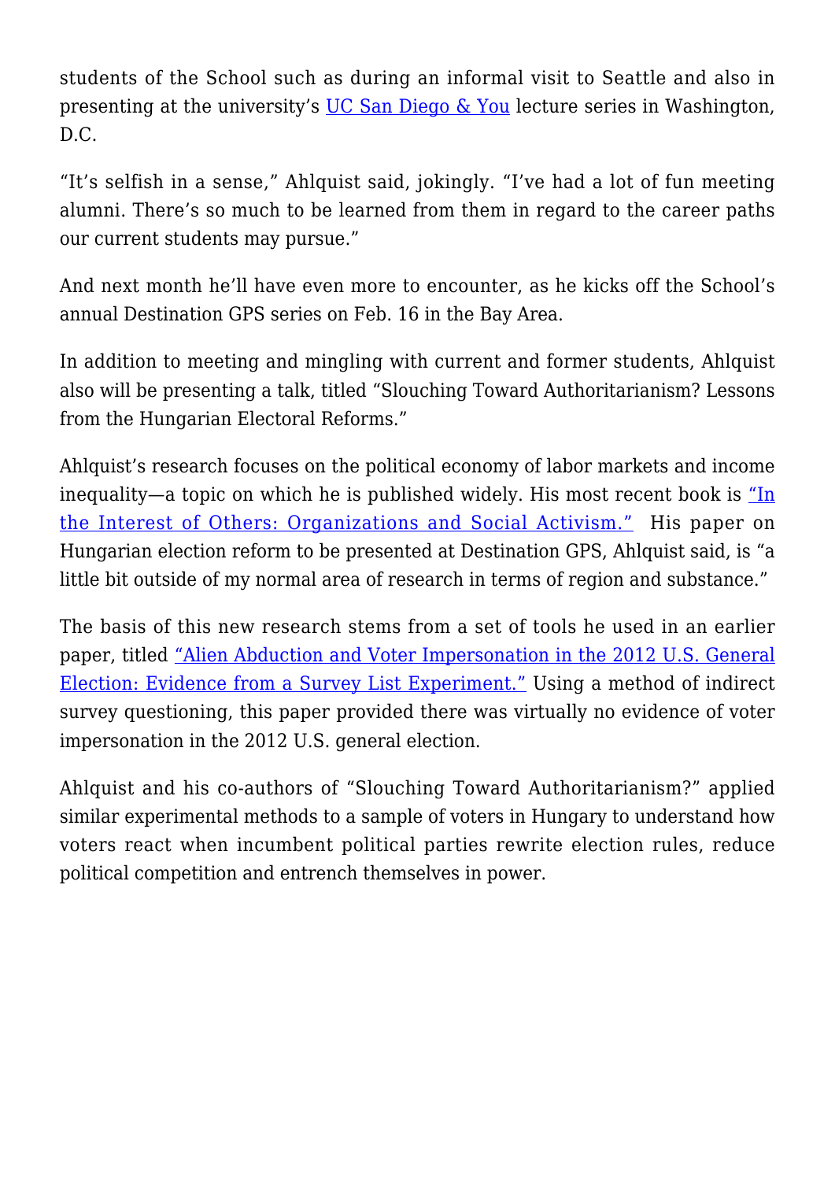students of the School such as during an informal visit to Seattle and also in presenting at the university's UC San Diego & You lecture series in Washington, D.C.

"It's selfish in a sense," Ahlquist said, jokingly. "I've had a lot of fun meeting alumni. There's so much to be learned from them in regard to the career paths our current students may pursue."

And next month he'll have even more to encounter, as he kicks off the School's annual Destination GPS series on Feb. 16 in the Bay Area.

In addition to meeting and mingling with current and former students, Ahlquist also will be presenting a talk, titled "Slouching Toward Authoritarianism? Lessons from the Hungarian Electoral Reforms."

Ahlquist's research focuses on the political economy of labor markets and income inequality—a topic on which he is published widely. His most recent book is "In the Interest of Others: Organizations and Social Activism." His paper on Hungarian election reform to be presented at Destination GPS, Ahlquist said, is "a little bit outside of my normal area of research in terms of region and substance."

The basis of this new research stems from a set of tools he used in an earlier paper, titled "Alien Abduction and Voter Impersonation in the 2012 U.S. General Election: Evidence from a Survey List Experiment." Using a method of indirect survey questioning, this paper provided there was virtually no evidence of voter impersonation in the 2012 U.S. general election.

Ahlquist and his co-authors of "Slouching Toward Authoritarianism?" applied similar experimental methods to a sample of voters in Hungary to understand how voters react when incumbent political parties rewrite election rules, reduce political competition and entrench themselves in power.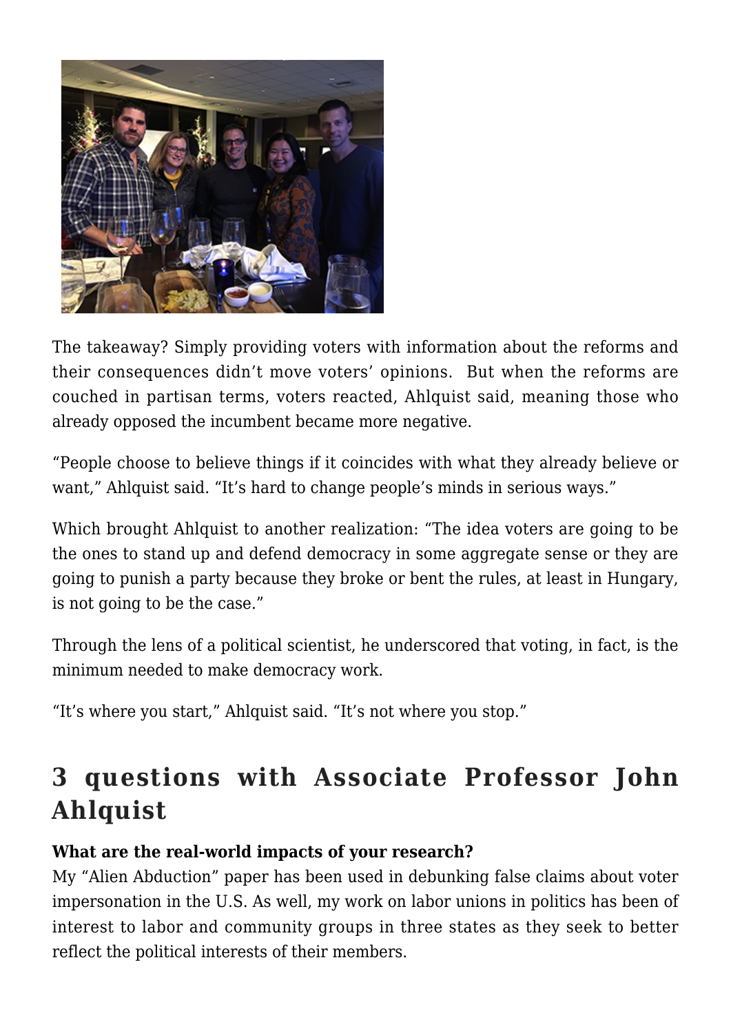The takeaway? Simply providing voters with information about the reforms and their consequences didn't move voters' opinions. But when the reforms are couched in partisan terms, voters reacted, Ahlquist said, meaning those who already opposed the incumbent became more negative.

"People choose to believe things if it coincides with what they already believe or want," Ahlquist said. "It's hard to change people's minds in serious ways."

Which brought Ahlquist to another realization: "The idea voters are going to be the ones to stand up and defend democracy in some aggregate sense or they are going to punish a party because they broke or bent the rules, at least in Hungary, is not going to be the case."

Through the lens of a political scientist, he underscored that voting, in fact, is the minimum needed to make democracy work.

"It's where you start," Ahlquist said. "It's not where you stop."

## 3 questions with Associate Professor John Ahlquist

**What are the real-world impacts of your research?**
My "Alien Abduction" paper has been used in debunking false claims about voter impersonation in the U.S. As well, my work on labor unions in politics has been of interest to labor and community groups in three states as they seek to better reflect the political interests of their members.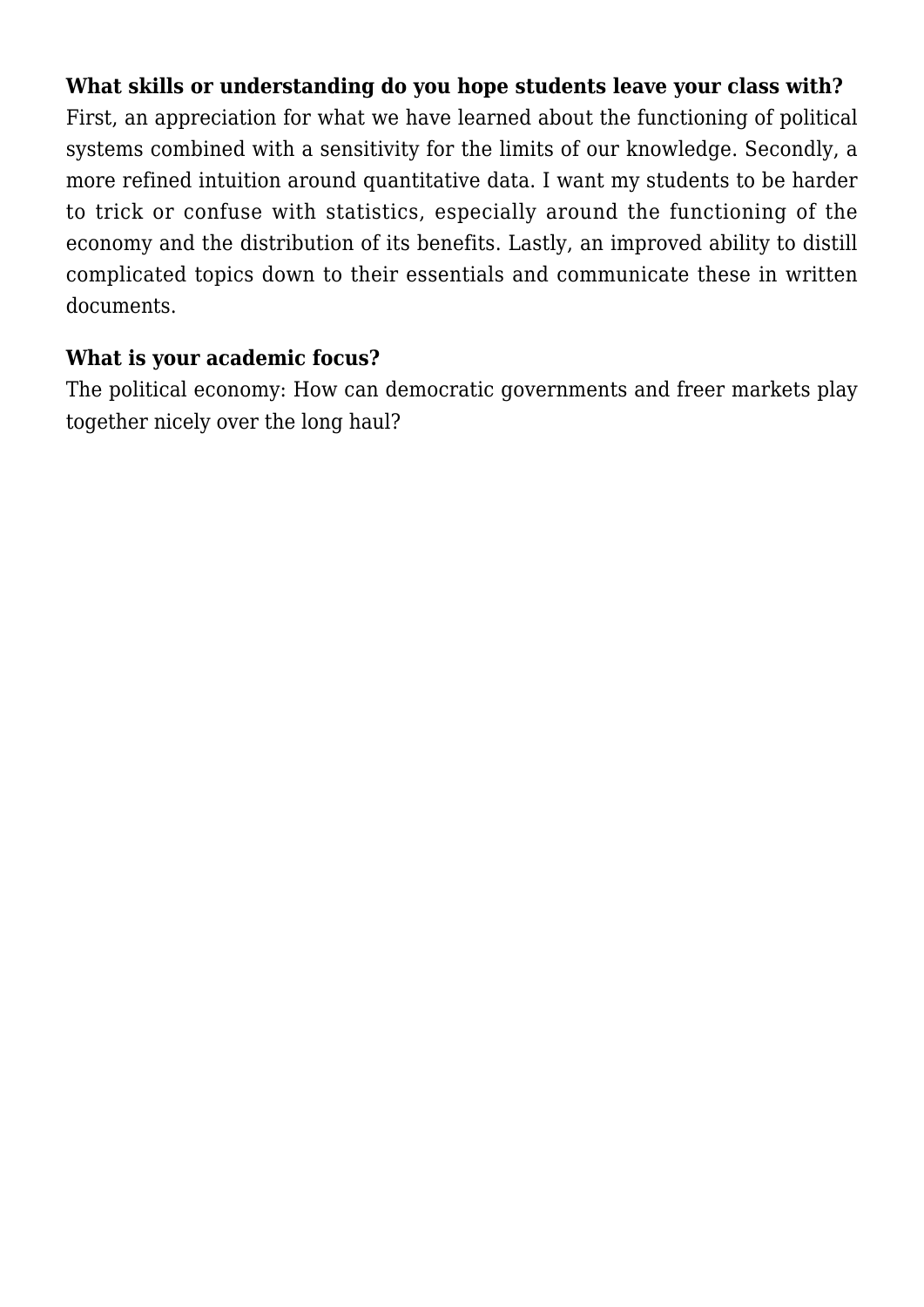**What skills or understanding do you hope students leave your class with?**
First, an appreciation for what we have learned about the functioning of political systems combined with a sensitivity for the limits of our knowledge. Secondly, a more refined intuition around quantitative data. I want my students to be harder to trick or confuse with statistics, especially around the functioning of the economy and the distribution of its benefits. Lastly, an improved ability to distill complicated topics down to their essentials and communicate these in written documents.

**What is your academic focus?**
The political economy: How can democratic governments and freer markets play together nicely over the long haul?